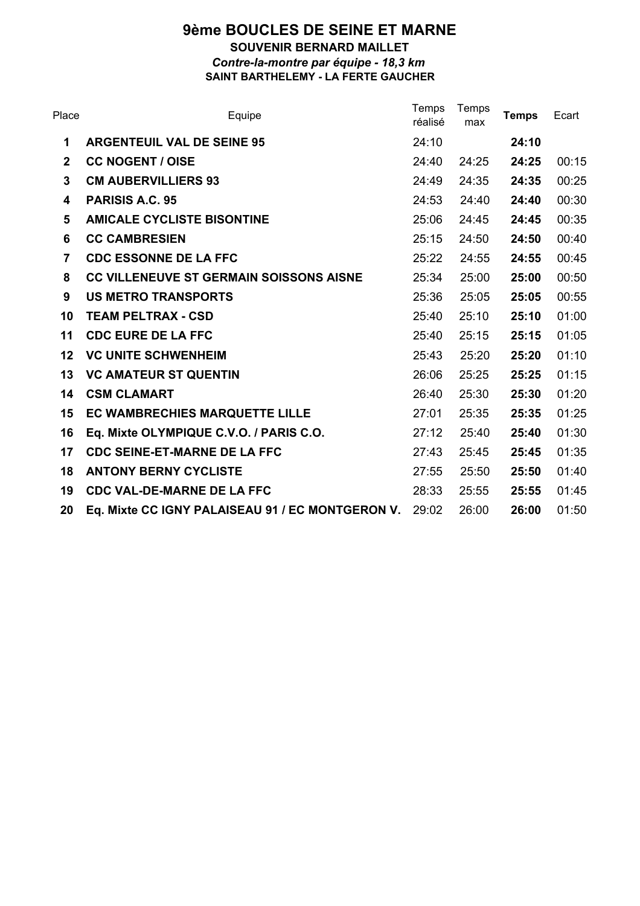# 9ème BOUCLES DE SEINE ET MARNE

**SOUVENIR BERNARD MAILLET**

***Contre-la-montre par équipe - 18,3 km***

**SAINT BARTHELEMY - LA FERTE GAUCHER**

| Place | Equipe | Temps réalisé | Temps max | **Temps** | Ecart |
|---|---|---|---|---|---|
| **1** | **ARGENTEUIL VAL DE SEINE 95** | 24:10 | | **24:10** | |
| **2** | **CC NOGENT / OISE** | 24:40 | 24:25 | **24:25** | 00:15 |
| **3** | **CM AUBERVILLIERS 93** | 24:49 | 24:35 | **24:35** | 00:25 |
| **4** | **PARISIS A.C. 95** | 24:53 | 24:40 | **24:40** | 00:30 |
| **5** | **AMICALE CYCLISTE BISONTINE** | 25:06 | 24:45 | **24:45** | 00:35 |
| **6** | **CC CAMBRESIEN** | 25:15 | 24:50 | **24:50** | 00:40 |
| **7** | **CDC ESSONNE DE LA FFC** | 25:22 | 24:55 | **24:55** | 00:45 |
| **8** | **CC VILLENEUVE ST GERMAIN SOISSONS AISNE** | 25:34 | 25:00 | **25:00** | 00:50 |
| **9** | **US METRO TRANSPORTS** | 25:36 | 25:05 | **25:05** | 00:55 |
| **10** | **TEAM PELTRAX - CSD** | 25:40 | 25:10 | **25:10** | 01:00 |
| **11** | **CDC EURE DE LA FFC** | 25:40 | 25:15 | **25:15** | 01:05 |
| **12** | **VC UNITE SCHWENHEIM** | 25:43 | 25:20 | **25:20** | 01:10 |
| **13** | **VC AMATEUR ST QUENTIN** | 26:06 | 25:25 | **25:25** | 01:15 |
| **14** | **CSM CLAMART** | 26:40 | 25:30 | **25:30** | 01:20 |
| **15** | **EC WAMBRECHIES MARQUETTE LILLE** | 27:01 | 25:35 | **25:35** | 01:25 |
| **16** | **Eq. Mixte OLYMPIQUE C.V.O. / PARIS C.O.** | 27:12 | 25:40 | **25:40** | 01:30 |
| **17** | **CDC SEINE-ET-MARNE DE LA FFC** | 27:43 | 25:45 | **25:45** | 01:35 |
| **18** | **ANTONY BERNY CYCLISTE** | 27:55 | 25:50 | **25:50** | 01:40 |
| **19** | **CDC VAL-DE-MARNE DE LA FFC** | 28:33 | 25:55 | **25:55** | 01:45 |
| **20** | **Eq. Mixte CC IGNY PALAISEAU 91 / EC MONTGERON V.** | 29:02 | 26:00 | **26:00** | 01:50 |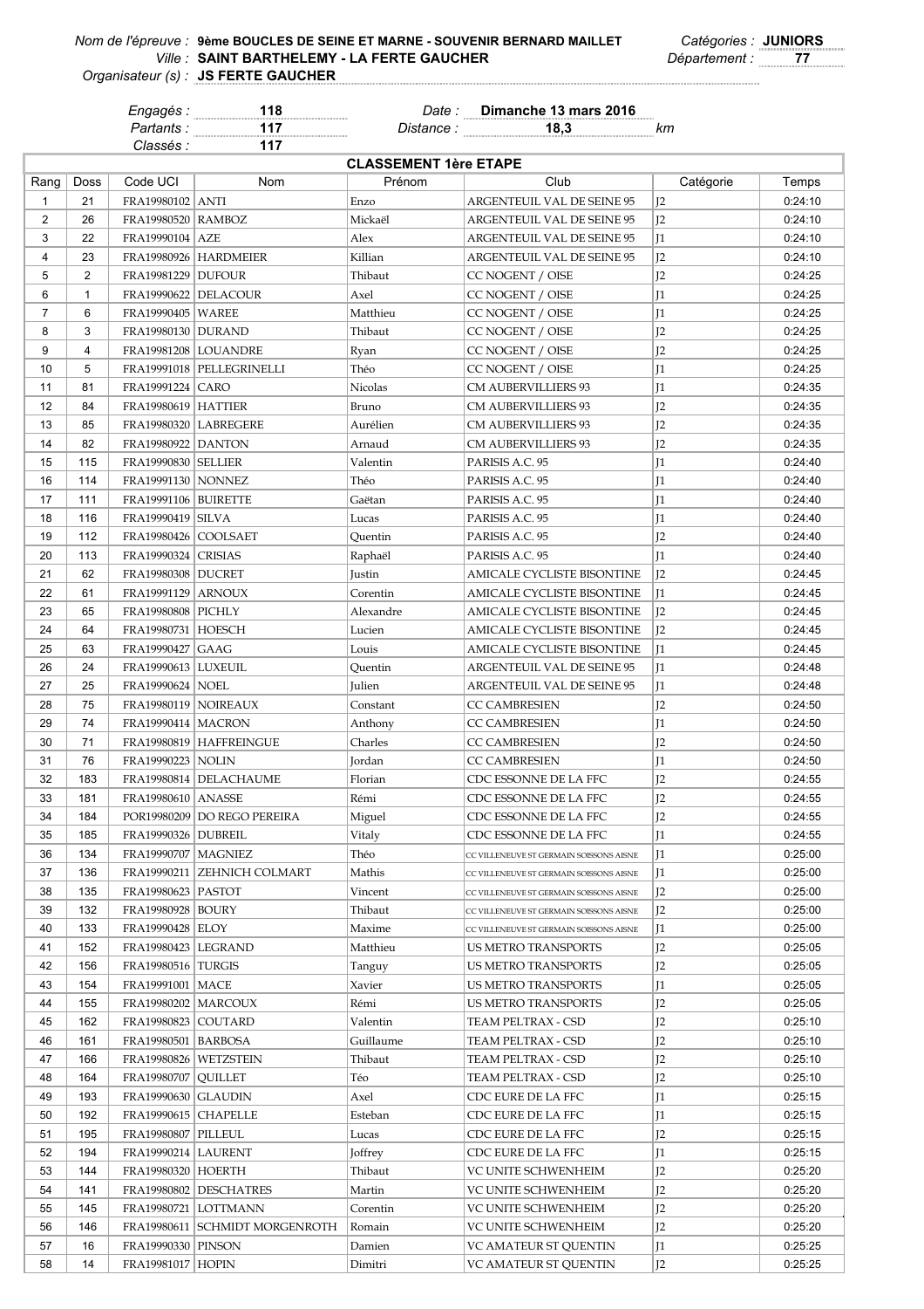*Nom de l'épreuve :* **9ème BOUCLES DE SEINE ET MARNE - SOUVENIR BERNARD MAILLET** *Catégories :* **JUNIORS**
*Ville :* **SAINT BARTHELEMY - LA FERTE GAUCHER** *Département :* **77**
*Organisateur (s) :* **JS FERTE GAUCHER**

*Engagés :* **118** *Date :* **Dimanche 13 mars 2016**
*Partants :* **117** *Distance :* **18,3** *km*
*Classés :* **117**

## CLASSEMENT 1ère ETAPE

| Rang | Doss | Code UCI | Nom | Prénom | Club | Catégorie | Temps |
|---|---|---|---|---|---|---|---|
| 1 | 21 | FRA19980102 | ANTI | Enzo | ARGENTEUIL VAL DE SEINE 95 | J2 | 0:24:10 |
| 2 | 26 | FRA19980520 | RAMBOZ | Mickaël | ARGENTEUIL VAL DE SEINE 95 | J2 | 0:24:10 |
| 3 | 22 | FRA19990104 | AZE | Alex | ARGENTEUIL VAL DE SEINE 95 | J1 | 0:24:10 |
| 4 | 23 | FRA19980926 | HARDMEIER | Killian | ARGENTEUIL VAL DE SEINE 95 | J2 | 0:24:10 |
| 5 | 2 | FRA19981229 | DUFOUR | Thibaut | CC NOGENT / OISE | J2 | 0:24:25 |
| 6 | 1 | FRA19990622 | DELACOUR | Axel | CC NOGENT / OISE | J1 | 0:24:25 |
| 7 | 6 | FRA19990405 | WAREE | Matthieu | CC NOGENT / OISE | J1 | 0:24:25 |
| 8 | 3 | FRA19980130 | DURAND | Thibaut | CC NOGENT / OISE | J2 | 0:24:25 |
| 9 | 4 | FRA19981208 | LOUANDRE | Ryan | CC NOGENT / OISE | J2 | 0:24:25 |
| 10 | 5 | FRA19991018 | PELLEGRINELLI | Théo | CC NOGENT / OISE | J1 | 0:24:25 |
| 11 | 81 | FRA19991224 | CARO | Nicolas | CM AUBERVILLIERS 93 | J1 | 0:24:35 |
| 12 | 84 | FRA19980619 | HATTIER | Bruno | CM AUBERVILLIERS 93 | J2 | 0:24:35 |
| 13 | 85 | FRA19980320 | LABREGERE | Aurélien | CM AUBERVILLIERS 93 | J2 | 0:24:35 |
| 14 | 82 | FRA19980922 | DANTON | Arnaud | CM AUBERVILLIERS 93 | J2 | 0:24:35 |
| 15 | 115 | FRA19990830 | SELLIER | Valentin | PARISIS A.C. 95 | J1 | 0:24:40 |
| 16 | 114 | FRA19991130 | NONNEZ | Théo | PARISIS A.C. 95 | J1 | 0:24:40 |
| 17 | 111 | FRA19991106 | BUIRETTE | Gaëtan | PARISIS A.C. 95 | J1 | 0:24:40 |
| 18 | 116 | FRA19990419 | SILVA | Lucas | PARISIS A.C. 95 | J1 | 0:24:40 |
| 19 | 112 | FRA19980426 | COOLSAET | Quentin | PARISIS A.C. 95 | J2 | 0:24:40 |
| 20 | 113 | FRA19990324 | CRISIAS | Raphaël | PARISIS A.C. 95 | J1 | 0:24:40 |
| 21 | 62 | FRA19980308 | DUCRET | Justin | AMICALE CYCLISTE BISONTINE | J2 | 0:24:45 |
| 22 | 61 | FRA19991129 | ARNOUX | Corentin | AMICALE CYCLISTE BISONTINE | J1 | 0:24:45 |
| 23 | 65 | FRA19980808 | PICHLY | Alexandre | AMICALE CYCLISTE BISONTINE | J2 | 0:24:45 |
| 24 | 64 | FRA19980731 | HOESCH | Lucien | AMICALE CYCLISTE BISONTINE | J2 | 0:24:45 |
| 25 | 63 | FRA19990427 | GAAG | Louis | AMICALE CYCLISTE BISONTINE | J1 | 0:24:45 |
| 26 | 24 | FRA19990613 | LUXEUIL | Quentin | ARGENTEUIL VAL DE SEINE 95 | J1 | 0:24:48 |
| 27 | 25 | FRA19990624 | NOEL | Julien | ARGENTEUIL VAL DE SEINE 95 | J1 | 0:24:48 |
| 28 | 75 | FRA19980119 | NOIREAUX | Constant | CC CAMBRESIEN | J2 | 0:24:50 |
| 29 | 74 | FRA19990414 | MACRON | Anthony | CC CAMBRESIEN | J1 | 0:24:50 |
| 30 | 71 | FRA19980819 | HAFFREINGUE | Charles | CC CAMBRESIEN | J2 | 0:24:50 |
| 31 | 76 | FRA19990223 | NOLIN | Jordan | CC CAMBRESIEN | J1 | 0:24:50 |
| 32 | 183 | FRA19980814 | DELACHAUME | Florian | CDC ESSONNE DE LA FFC | J2 | 0:24:55 |
| 33 | 181 | FRA19980610 | ANASSE | Rémi | CDC ESSONNE DE LA FFC | J2 | 0:24:55 |
| 34 | 184 | POR19980209 | DO REGO PEREIRA | Miguel | CDC ESSONNE DE LA FFC | J2 | 0:24:55 |
| 35 | 185 | FRA19990326 | DUBREIL | Vitaly | CDC ESSONNE DE LA FFC | J1 | 0:24:55 |
| 36 | 134 | FRA19990707 | MAGNIEZ | Théo | CC VILLENEUVE ST GERMAIN SOISSONS AISNE | J1 | 0:25:00 |
| 37 | 136 | FRA19990211 | ZEHNICH COLMART | Mathis | CC VILLENEUVE ST GERMAIN SOISSONS AISNE | J1 | 0:25:00 |
| 38 | 135 | FRA19980623 | PASTOT | Vincent | CC VILLENEUVE ST GERMAIN SOISSONS AISNE | J2 | 0:25:00 |
| 39 | 132 | FRA19980928 | BOURY | Thibaut | CC VILLENEUVE ST GERMAIN SOISSONS AISNE | J2 | 0:25:00 |
| 40 | 133 | FRA19990428 | ELOY | Maxime | CC VILLENEUVE ST GERMAIN SOISSONS AISNE | J1 | 0:25:00 |
| 41 | 152 | FRA19980423 | LEGRAND | Matthieu | US METRO TRANSPORTS | J2 | 0:25:05 |
| 42 | 156 | FRA19980516 | TURGIS | Tanguy | US METRO TRANSPORTS | J2 | 0:25:05 |
| 43 | 154 | FRA19991001 | MACE | Xavier | US METRO TRANSPORTS | J1 | 0:25:05 |
| 44 | 155 | FRA19980202 | MARCOUX | Rémi | US METRO TRANSPORTS | J2 | 0:25:05 |
| 45 | 162 | FRA19980823 | COUTARD | Valentin | TEAM PELTRAX - CSD | J2 | 0:25:10 |
| 46 | 161 | FRA19980501 | BARBOSA | Guillaume | TEAM PELTRAX - CSD | J2 | 0:25:10 |
| 47 | 166 | FRA19980826 | WETZSTEIN | Thibaut | TEAM PELTRAX - CSD | J2 | 0:25:10 |
| 48 | 164 | FRA19980707 | QUILLET | Téo | TEAM PELTRAX - CSD | J2 | 0:25:10 |
| 49 | 193 | FRA19990630 | GLAUDIN | Axel | CDC EURE DE LA FFC | J1 | 0:25:15 |
| 50 | 192 | FRA19990615 | CHAPELLE | Esteban | CDC EURE DE LA FFC | J1 | 0:25:15 |
| 51 | 195 | FRA19980807 | PILLEUL | Lucas | CDC EURE DE LA FFC | J2 | 0:25:15 |
| 52 | 194 | FRA19990214 | LAURENT | Joffrey | CDC EURE DE LA FFC | J1 | 0:25:15 |
| 53 | 144 | FRA19980320 | HOERTH | Thibaut | VC UNITE SCHWENHEIM | J2 | 0:25:20 |
| 54 | 141 | FRA19980802 | DESCHATRES | Martin | VC UNITE SCHWENHEIM | J2 | 0:25:20 |
| 55 | 145 | FRA19980721 | LOTTMANN | Corentin | VC UNITE SCHWENHEIM | J2 | 0:25:20 |
| 56 | 146 | FRA19980611 | SCHMIDT MORGENROTH | Romain | VC UNITE SCHWENHEIM | J2 | 0:25:20 |
| 57 | 16 | FRA19990330 | PINSON | Damien | VC AMATEUR ST QUENTIN | J1 | 0:25:25 |
| 58 | 14 | FRA19981017 | HOPIN | Dimitri | VC AMATEUR ST QUENTIN | J2 | 0:25:25 |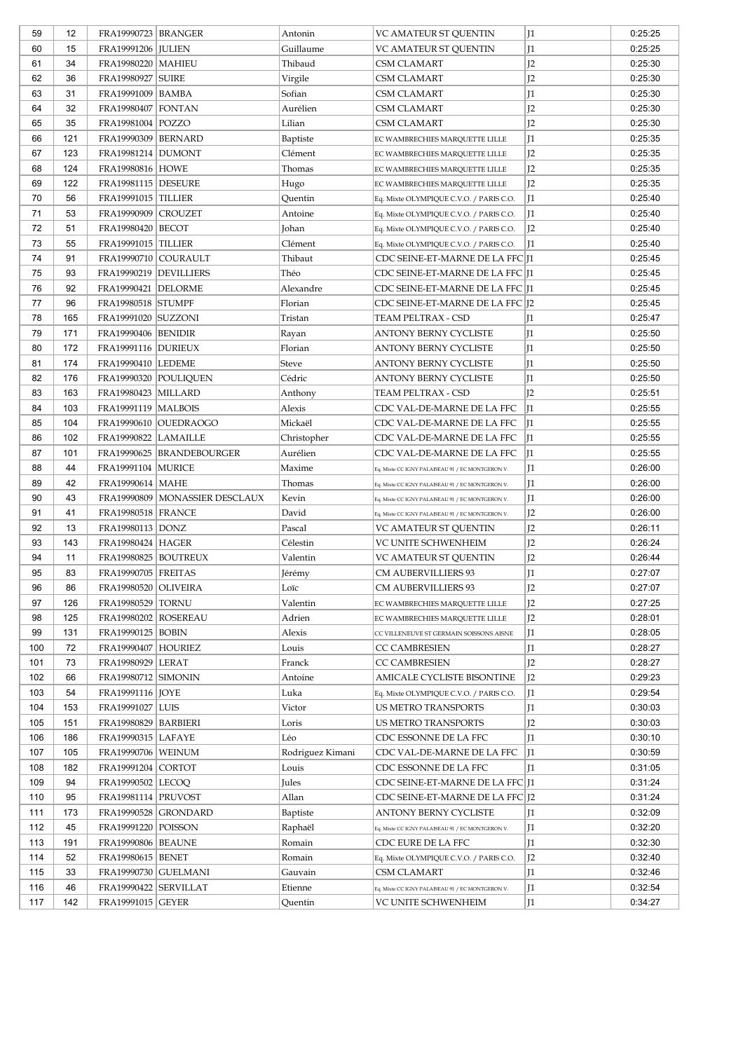| 59 | 12 | FRA19990723 | BRANGER | Antonin | VC AMATEUR ST QUENTIN | J1 | 0:25:25 |
|---|---|---|---|---|---|---|---|
| 60 | 15 | FRA19991206 | JULIEN | Guillaume | VC AMATEUR ST QUENTIN | J1 | 0:25:25 |
| 61 | 34 | FRA19980220 | MAHIEU | Thibaud | CSM CLAMART | J2 | 0:25:30 |
| 62 | 36 | FRA19980927 | SUIRE | Virgile | CSM CLAMART | J2 | 0:25:30 |
| 63 | 31 | FRA19991009 | BAMBA | Sofian | CSM CLAMART | J1 | 0:25:30 |
| 64 | 32 | FRA19980407 | FONTAN | Aurélien | CSM CLAMART | J2 | 0:25:30 |
| 65 | 35 | FRA19981004 | POZZO | Lilian | CSM CLAMART | J2 | 0:25:30 |
| 66 | 121 | FRA19990309 | BERNARD | Baptiste | EC WAMBRECHIES MARQUETTE LILLE | J1 | 0:25:35 |
| 67 | 123 | FRA19981214 | DUMONT | Clément | EC WAMBRECHIES MARQUETTE LILLE | J2 | 0:25:35 |
| 68 | 124 | FRA19980816 | HOWE | Thomas | EC WAMBRECHIES MARQUETTE LILLE | J2 | 0:25:35 |
| 69 | 122 | FRA19981115 | DESEURE | Hugo | EC WAMBRECHIES MARQUETTE LILLE | J2 | 0:25:35 |
| 70 | 56 | FRA19991015 | TILLIER | Quentin | Eq. Mixte OLYMPIQUE C.V.O. / PARIS C.O. | J1 | 0:25:40 |
| 71 | 53 | FRA19990909 | CROUZET | Antoine | Eq. Mixte OLYMPIQUE C.V.O. / PARIS C.O. | J1 | 0:25:40 |
| 72 | 51 | FRA19980420 | BECOT | Johan | Eq. Mixte OLYMPIQUE C.V.O. / PARIS C.O. | J2 | 0:25:40 |
| 73 | 55 | FRA19991015 | TILLIER | Clément | Eq. Mixte OLYMPIQUE C.V.O. / PARIS C.O. | J1 | 0:25:40 |
| 74 | 91 | FRA19990710 | COURAULT | Thibaut | CDC SEINE-ET-MARNE DE LA FFC | J1 | 0:25:45 |
| 75 | 93 | FRA19990219 | DEVILLIERS | Théo | CDC SEINE-ET-MARNE DE LA FFC | J1 | 0:25:45 |
| 76 | 92 | FRA19990421 | DELORME | Alexandre | CDC SEINE-ET-MARNE DE LA FFC | J1 | 0:25:45 |
| 77 | 96 | FRA19980518 | STUMPF | Florian | CDC SEINE-ET-MARNE DE LA FFC | J2 | 0:25:45 |
| 78 | 165 | FRA19991020 | SUZZONI | Tristan | TEAM PELTRAX - CSD | J1 | 0:25:47 |
| 79 | 171 | FRA19990406 | BENIDIR | Rayan | ANTONY BERNY CYCLISTE | J1 | 0:25:50 |
| 80 | 172 | FRA19991116 | DURIEUX | Florian | ANTONY BERNY CYCLISTE | J1 | 0:25:50 |
| 81 | 174 | FRA19990410 | LEDEME | Steve | ANTONY BERNY CYCLISTE | J1 | 0:25:50 |
| 82 | 176 | FRA19990320 | POULIQUEN | Cédric | ANTONY BERNY CYCLISTE | J1 | 0:25:50 |
| 83 | 163 | FRA19980423 | MILLARD | Anthony | TEAM PELTRAX - CSD | J2 | 0:25:51 |
| 84 | 103 | FRA19991119 | MALBOIS | Alexis | CDC VAL-DE-MARNE DE LA FFC | J1 | 0:25:55 |
| 85 | 104 | FRA19990610 | OUEDRAOGO | Mickaël | CDC VAL-DE-MARNE DE LA FFC | J1 | 0:25:55 |
| 86 | 102 | FRA19990822 | LAMAILLE | Christopher | CDC VAL-DE-MARNE DE LA FFC | J1 | 0:25:55 |
| 87 | 101 | FRA19990625 | BRANDEBOURGER | Aurélien | CDC VAL-DE-MARNE DE LA FFC | J1 | 0:25:55 |
| 88 | 44 | FRA19991104 | MURICE | Maxime | Eq. Mixte CC IGNY PALAISEAU 91 / EC MONTGERON V. | J1 | 0:26:00 |
| 89 | 42 | FRA19990614 | MAHE | Thomas | Eq. Mixte CC IGNY PALAISEAU 91 / EC MONTGERON V. | J1 | 0:26:00 |
| 90 | 43 | FRA19990809 | MONASSIER DESCLAUX | Kevin | Eq. Mixte CC IGNY PALAISEAU 91 / EC MONTGERON V. | J1 | 0:26:00 |
| 91 | 41 | FRA19980518 | FRANCE | David | Eq. Mixte CC IGNY PALAISEAU 91 / EC MONTGERON V. | J2 | 0:26:00 |
| 92 | 13 | FRA19980113 | DONZ | Pascal | VC AMATEUR ST QUENTIN | J2 | 0:26:11 |
| 93 | 143 | FRA19980424 | HAGER | Célestin | VC UNITE SCHWENHEIM | J2 | 0:26:24 |
| 94 | 11 | FRA19980825 | BOUTREUX | Valentin | VC AMATEUR ST QUENTIN | J2 | 0:26:44 |
| 95 | 83 | FRA19990705 | FREITAS | Jérémy | CM AUBERVILLIERS 93 | J1 | 0:27:07 |
| 96 | 86 | FRA19980520 | OLIVEIRA | Loïc | CM AUBERVILLIERS 93 | J2 | 0:27:07 |
| 97 | 126 | FRA19980529 | TORNU | Valentin | EC WAMBRECHIES MARQUETTE LILLE | J2 | 0:27:25 |
| 98 | 125 | FRA19980202 | ROSEREAU | Adrien | EC WAMBRECHIES MARQUETTE LILLE | J2 | 0:28:01 |
| 99 | 131 | FRA19990125 | BOBIN | Alexis | CC VILLENEUVE ST GERMAIN SOISSONS AISNE | J1 | 0:28:05 |
| 100 | 72 | FRA19990407 | HOURIEZ | Louis | CC CAMBRESIEN | J1 | 0:28:27 |
| 101 | 73 | FRA19980929 | LERAT | Franck | CC CAMBRESIEN | J2 | 0:28:27 |
| 102 | 66 | FRA19980712 | SIMONIN | Antoine | AMICALE CYCLISTE BISONTINE | J2 | 0:29:23 |
| 103 | 54 | FRA19991116 | JOYE | Luka | Eq. Mixte OLYMPIQUE C.V.O. / PARIS C.O. | J1 | 0:29:54 |
| 104 | 153 | FRA19991027 | LUIS | Victor | US METRO TRANSPORTS | J1 | 0:30:03 |
| 105 | 151 | FRA19980829 | BARBIERI | Loris | US METRO TRANSPORTS | J2 | 0:30:03 |
| 106 | 186 | FRA19990315 | LAFAYE | Léo | CDC ESSONNE DE LA FFC | J1 | 0:30:10 |
| 107 | 105 | FRA19990706 | WEINUM | Rodriguez Kimani | CDC VAL-DE-MARNE DE LA FFC | J1 | 0:30:59 |
| 108 | 182 | FRA19991204 | CORTOT | Louis | CDC ESSONNE DE LA FFC | J1 | 0:31:05 |
| 109 | 94 | FRA19990502 | LECOQ | Jules | CDC SEINE-ET-MARNE DE LA FFC | J1 | 0:31:24 |
| 110 | 95 | FRA19981114 | PRUVOST | Allan | CDC SEINE-ET-MARNE DE LA FFC | J2 | 0:31:24 |
| 111 | 173 | FRA19990528 | GRONDARD | Baptiste | ANTONY BERNY CYCLISTE | J1 | 0:32:09 |
| 112 | 45 | FRA19991220 | POISSON | Raphaël | Eq. Mixte CC IGNY PALAISEAU 91 / EC MONTGERON V. | J1 | 0:32:20 |
| 113 | 191 | FRA19990806 | BEAUNE | Romain | CDC EURE DE LA FFC | J1 | 0:32:30 |
| 114 | 52 | FRA19980615 | BENET | Romain | Eq. Mixte OLYMPIQUE C.V.O. / PARIS C.O. | J2 | 0:32:40 |
| 115 | 33 | FRA19990730 | GUELMANI | Gauvain | CSM CLAMART | J1 | 0:32:46 |
| 116 | 46 | FRA19990422 | SERVILLAT | Etienne | Eq. Mixte CC IGNY PALAISEAU 91 / EC MONTGERON V. | J1 | 0:32:54 |
| 117 | 142 | FRA19991015 | GEYER | Quentin | VC UNITE SCHWENHEIM | J1 | 0:34:27 |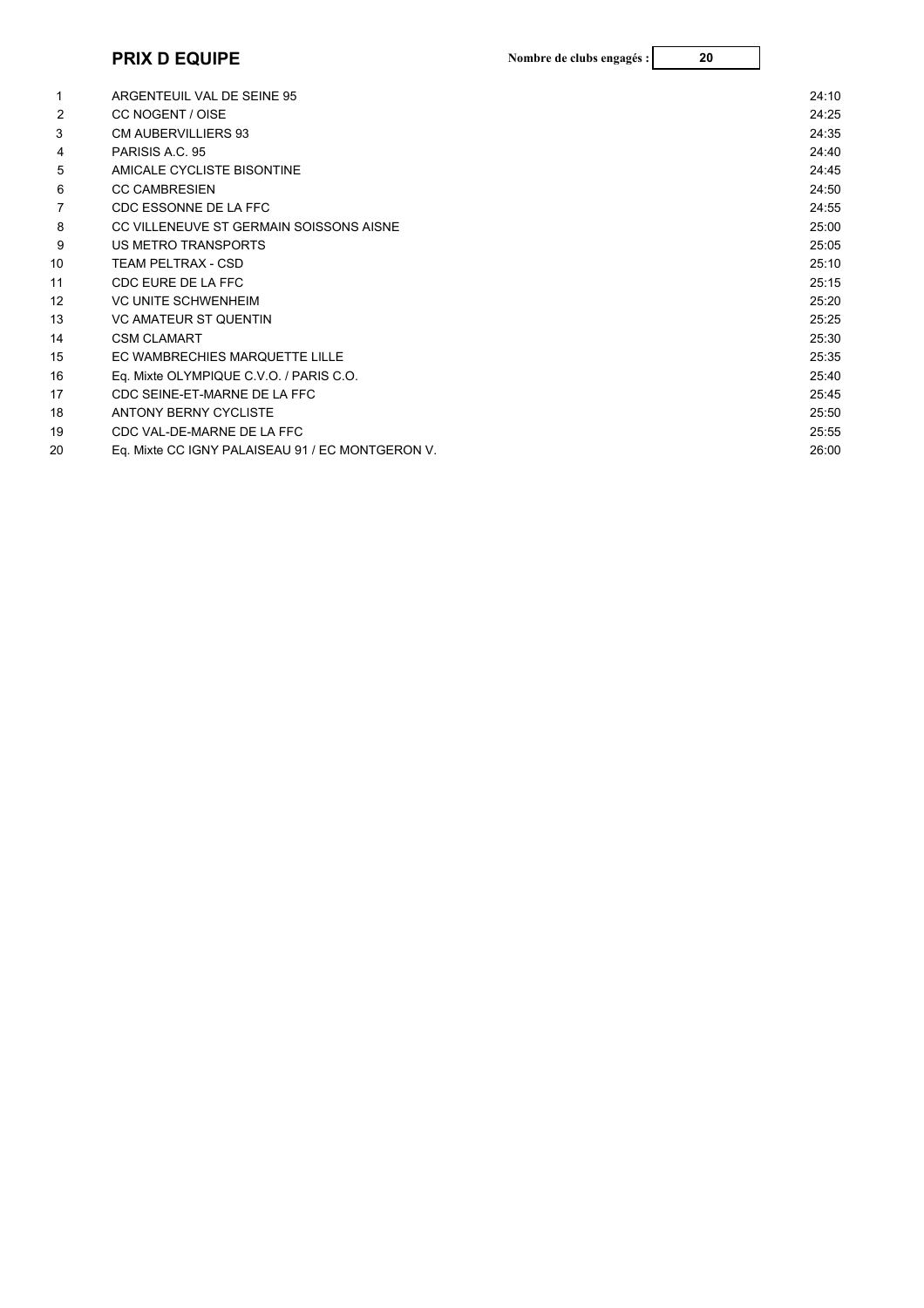## PRIX D EQUIPE

**Nombre de clubs engagés :** 20

| | | |
|---|---|---|
| 1 | ARGENTEUIL VAL DE SEINE 95 | 24:10 |
| 2 | CC NOGENT / OISE | 24:25 |
| 3 | CM AUBERVILLIERS 93 | 24:35 |
| 4 | PARISIS A.C. 95 | 24:40 |
| 5 | AMICALE CYCLISTE BISONTINE | 24:45 |
| 6 | CC CAMBRESIEN | 24:50 |
| 7 | CDC ESSONNE DE LA FFC | 24:55 |
| 8 | CC VILLENEUVE ST GERMAIN SOISSONS AISNE | 25:00 |
| 9 | US METRO TRANSPORTS | 25:05 |
| 10 | TEAM PELTRAX - CSD | 25:10 |
| 11 | CDC EURE DE LA FFC | 25:15 |
| 12 | VC UNITE SCHWENHEIM | 25:20 |
| 13 | VC AMATEUR ST QUENTIN | 25:25 |
| 14 | CSM CLAMART | 25:30 |
| 15 | EC WAMBRECHIES MARQUETTE LILLE | 25:35 |
| 16 | Eq. Mixte OLYMPIQUE C.V.O. / PARIS C.O. | 25:40 |
| 17 | CDC SEINE-ET-MARNE DE LA FFC | 25:45 |
| 18 | ANTONY BERNY CYCLISTE | 25:50 |
| 19 | CDC VAL-DE-MARNE DE LA FFC | 25:55 |
| 20 | Eq. Mixte CC IGNY PALAISEAU 91 / EC MONTGERON V. | 26:00 |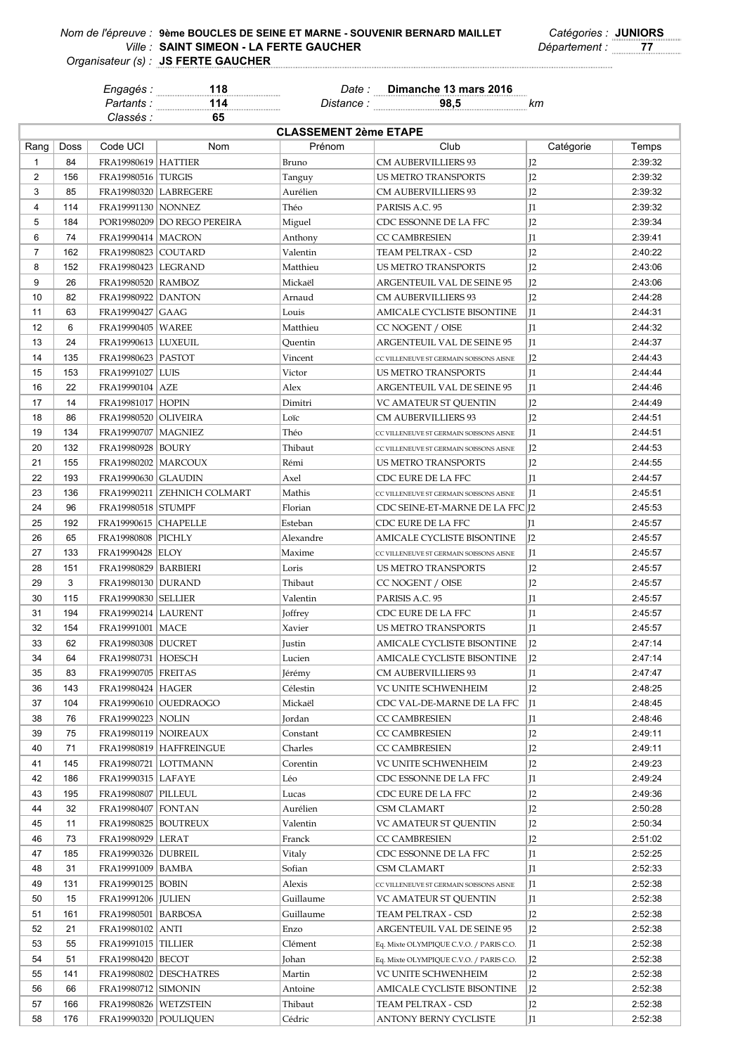*Nom de l'épreuve :* **9ème BOUCLES DE SEINE ET MARNE - SOUVENIR BERNARD MAILLET** *Catégories :* **JUNIORS**
*Ville :* **SAINT SIMEON - LA FERTE GAUCHER** *Département :* **77**
*Organisateur (s) :* **JS FERTE GAUCHER**

*Engagés :* **118** *Date :* **Dimanche 13 mars 2016**
*Partants :* **114** *Distance :* **98,5** *km*
*Classés :* **65**

## CLASSEMENT 2ème ETAPE

| Rang | Doss | Code UCI | Nom | Prénom | Club | Catégorie | Temps |
|---|---|---|---|---|---|---|---|
| 1 | 84 | FRA19980619 | HATTIER | Bruno | CM AUBERVILLIERS 93 | J2 | 2:39:32 |
| 2 | 156 | FRA19980516 | TURGIS | Tanguy | US METRO TRANSPORTS | J2 | 2:39:32 |
| 3 | 85 | FRA19980320 | LABREGERE | Aurélien | CM AUBERVILLIERS 93 | J2 | 2:39:32 |
| 4 | 114 | FRA19991130 | NONNEZ | Théo | PARISIS A.C. 95 | J1 | 2:39:32 |
| 5 | 184 | POR19980209 | DO REGO PEREIRA | Miguel | CDC ESSONNE DE LA FFC | J2 | 2:39:34 |
| 6 | 74 | FRA19990414 | MACRON | Anthony | CC CAMBRESIEN | J1 | 2:39:41 |
| 7 | 162 | FRA19980823 | COUTARD | Valentin | TEAM PELTRAX - CSD | J2 | 2:40:22 |
| 8 | 152 | FRA19980423 | LEGRAND | Matthieu | US METRO TRANSPORTS | J2 | 2:43:06 |
| 9 | 26 | FRA19980520 | RAMBOZ | Mickaël | ARGENTEUIL VAL DE SEINE 95 | J2 | 2:43:06 |
| 10 | 82 | FRA19980922 | DANTON | Arnaud | CM AUBERVILLIERS 93 | J2 | 2:44:28 |
| 11 | 63 | FRA19990427 | GAAG | Louis | AMICALE CYCLISTE BISONTINE | J1 | 2:44:31 |
| 12 | 6 | FRA19990405 | WAREE | Matthieu | CC NOGENT / OISE | J1 | 2:44:32 |
| 13 | 24 | FRA19990613 | LUXEUIL | Quentin | ARGENTEUIL VAL DE SEINE 95 | J1 | 2:44:37 |
| 14 | 135 | FRA19980623 | PASTOT | Vincent | CC VILLENEUVE ST GERMAIN SOISSONS AISNE | J2 | 2:44:43 |
| 15 | 153 | FRA19991027 | LUIS | Victor | US METRO TRANSPORTS | J1 | 2:44:44 |
| 16 | 22 | FRA19990104 | AZE | Alex | ARGENTEUIL VAL DE SEINE 95 | J1 | 2:44:46 |
| 17 | 14 | FRA19981017 | HOPIN | Dimitri | VC AMATEUR ST QUENTIN | J2 | 2:44:49 |
| 18 | 86 | FRA19980520 | OLIVEIRA | Loïc | CM AUBERVILLIERS 93 | J2 | 2:44:51 |
| 19 | 134 | FRA19990707 | MAGNIEZ | Théo | CC VILLENEUVE ST GERMAIN SOISSONS AISNE | J1 | 2:44:51 |
| 20 | 132 | FRA19980928 | BOURY | Thibaut | CC VILLENEUVE ST GERMAIN SOISSONS AISNE | J2 | 2:44:53 |
| 21 | 155 | FRA19980202 | MARCOUX | Rémi | US METRO TRANSPORTS | J2 | 2:44:55 |
| 22 | 193 | FRA19990630 | GLAUDIN | Axel | CDC EURE DE LA FFC | J1 | 2:44:57 |
| 23 | 136 | FRA19990211 | ZEHNICH COLMART | Mathis | CC VILLENEUVE ST GERMAIN SOISSONS AISNE | J1 | 2:45:51 |
| 24 | 96 | FRA19980518 | STUMPF | Florian | CDC SEINE-ET-MARNE DE LA FFC | J2 | 2:45:53 |
| 25 | 192 | FRA19990615 | CHAPELLE | Esteban | CDC EURE DE LA FFC | J1 | 2:45:57 |
| 26 | 65 | FRA19980808 | PICHLY | Alexandre | AMICALE CYCLISTE BISONTINE | J2 | 2:45:57 |
| 27 | 133 | FRA19990428 | ELOY | Maxime | CC VILLENEUVE ST GERMAIN SOISSONS AISNE | J1 | 2:45:57 |
| 28 | 151 | FRA19980829 | BARBIERI | Loris | US METRO TRANSPORTS | J2 | 2:45:57 |
| 29 | 3 | FRA19980130 | DURAND | Thibaut | CC NOGENT / OISE | J2 | 2:45:57 |
| 30 | 115 | FRA19990830 | SELLIER | Valentin | PARISIS A.C. 95 | J1 | 2:45:57 |
| 31 | 194 | FRA19990214 | LAURENT | Joffrey | CDC EURE DE LA FFC | J1 | 2:45:57 |
| 32 | 154 | FRA19991001 | MACE | Xavier | US METRO TRANSPORTS | J1 | 2:45:57 |
| 33 | 62 | FRA19980308 | DUCRET | Justin | AMICALE CYCLISTE BISONTINE | J2 | 2:47:14 |
| 34 | 64 | FRA19980731 | HOESCH | Lucien | AMICALE CYCLISTE BISONTINE | J2 | 2:47:14 |
| 35 | 83 | FRA19990705 | FREITAS | Jérémy | CM AUBERVILLIERS 93 | J1 | 2:47:47 |
| 36 | 143 | FRA19980424 | HAGER | Célestin | VC UNITE SCHWENHEIM | J2 | 2:48:25 |
| 37 | 104 | FRA19990610 | OUEDRAOGO | Mickaël | CDC VAL-DE-MARNE DE LA FFC | J1 | 2:48:45 |
| 38 | 76 | FRA19990223 | NOLIN | Jordan | CC CAMBRESIEN | J1 | 2:48:46 |
| 39 | 75 | FRA19980119 | NOIREAUX | Constant | CC CAMBRESIEN | J2 | 2:49:11 |
| 40 | 71 | FRA19980819 | HAFFREINGUE | Charles | CC CAMBRESIEN | J2 | 2:49:11 |
| 41 | 145 | FRA19980721 | LOTTMANN | Corentin | VC UNITE SCHWENHEIM | J2 | 2:49:23 |
| 42 | 186 | FRA19990315 | LAFAYE | Léo | CDC ESSONNE DE LA FFC | J1 | 2:49:24 |
| 43 | 195 | FRA19980807 | PILLEUL | Lucas | CDC EURE DE LA FFC | J2 | 2:49:36 |
| 44 | 32 | FRA19980407 | FONTAN | Aurélien | CSM CLAMART | J2 | 2:50:28 |
| 45 | 11 | FRA19980825 | BOUTREUX | Valentin | VC AMATEUR ST QUENTIN | J2 | 2:50:34 |
| 46 | 73 | FRA19980929 | LERAT | Franck | CC CAMBRESIEN | J2 | 2:51:02 |
| 47 | 185 | FRA19990326 | DUBREIL | Vitaly | CDC ESSONNE DE LA FFC | J1 | 2:52:25 |
| 48 | 31 | FRA19991009 | BAMBA | Sofian | CSM CLAMART | J1 | 2:52:33 |
| 49 | 131 | FRA19990125 | BOBIN | Alexis | CC VILLENEUVE ST GERMAIN SOISSONS AISNE | J1 | 2:52:38 |
| 50 | 15 | FRA19991206 | JULIEN | Guillaume | VC AMATEUR ST QUENTIN | J1 | 2:52:38 |
| 51 | 161 | FRA19980501 | BARBOSA | Guillaume | TEAM PELTRAX - CSD | J2 | 2:52:38 |
| 52 | 21 | FRA19980102 | ANTI | Enzo | ARGENTEUIL VAL DE SEINE 95 | J2 | 2:52:38 |
| 53 | 55 | FRA19991015 | TILLIER | Clément | Eq. Mixte OLYMPIQUE C.V.O. / PARIS C.O. | J1 | 2:52:38 |
| 54 | 51 | FRA19980420 | BECOT | Johan | Eq. Mixte OLYMPIQUE C.V.O. / PARIS C.O. | J2 | 2:52:38 |
| 55 | 141 | FRA19980802 | DESCHATRES | Martin | VC UNITE SCHWENHEIM | J2 | 2:52:38 |
| 56 | 66 | FRA19980712 | SIMONIN | Antoine | AMICALE CYCLISTE BISONTINE | J2 | 2:52:38 |
| 57 | 166 | FRA19980826 | WETZSTEIN | Thibaut | TEAM PELTRAX - CSD | J2 | 2:52:38 |
| 58 | 176 | FRA19990320 | POULIQUEN | Cédric | ANTONY BERNY CYCLISTE | J1 | 2:52:38 |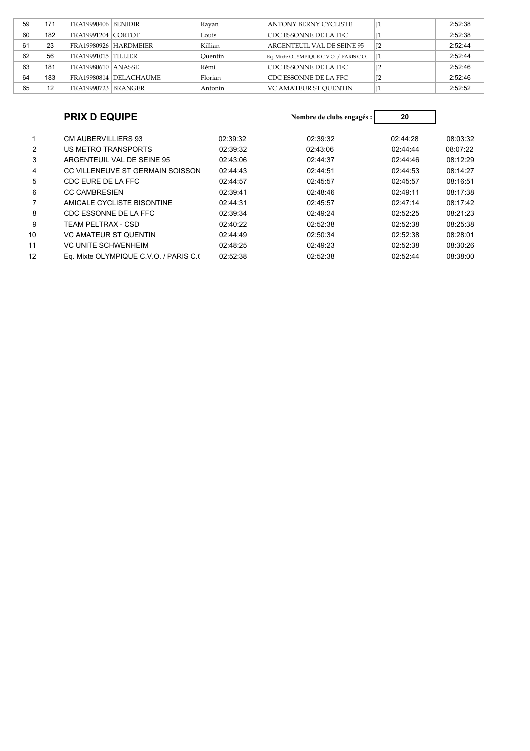| 59 | 171 | FRA19990406 | BENIDIR | Rayan | ANTONY BERNY CYCLISTE | J1 | 2:52:38 |
|---|---|---|---|---|---|---|---|
| 60 | 182 | FRA19991204 | CORTOT | Louis | CDC ESSONNE DE LA FFC | J1 | 2:52:38 |
| 61 | 23 | FRA19980926 | HARDMEIER | Killian | ARGENTEUIL VAL DE SEINE 95 | J2 | 2:52:44 |
| 62 | 56 | FRA19991015 | TILLIER | Quentin | Eq. Mixte OLYMPIQUE C.V.O. / PARIS C.O. | J1 | 2:52:44 |
| 63 | 181 | FRA19980610 | ANASSE | Rémi | CDC ESSONNE DE LA FFC | J2 | 2:52:46 |
| 64 | 183 | FRA19980814 | DELACHAUME | Florian | CDC ESSONNE DE LA FFC | J2 | 2:52:46 |
| 65 | 12 | FRA19990723 | BRANGER | Antonin | VC AMATEUR ST QUENTIN | J1 | 2:52:52 |

## PRIX D EQUIPE

**Nombre de clubs engagés : 20**

| | | | | | |
|---|---|---|---|---|---|
| 1 | CM AUBERVILLIERS 93 | 02:39:32 | 02:39:32 | 02:44:28 | 08:03:32 |
| 2 | US METRO TRANSPORTS | 02:39:32 | 02:43:06 | 02:44:44 | 08:07:22 |
| 3 | ARGENTEUIL VAL DE SEINE 95 | 02:43:06 | 02:44:37 | 02:44:46 | 08:12:29 |
| 4 | CC VILLENEUVE ST GERMAIN SOISSON | 02:44:43 | 02:44:51 | 02:44:53 | 08:14:27 |
| 5 | CDC EURE DE LA FFC | 02:44:57 | 02:45:57 | 02:45:57 | 08:16:51 |
| 6 | CC CAMBRESIEN | 02:39:41 | 02:48:46 | 02:49:11 | 08:17:38 |
| 7 | AMICALE CYCLISTE BISONTINE | 02:44:31 | 02:45:57 | 02:47:14 | 08:17:42 |
| 8 | CDC ESSONNE DE LA FFC | 02:39:34 | 02:49:24 | 02:52:25 | 08:21:23 |
| 9 | TEAM PELTRAX - CSD | 02:40:22 | 02:52:38 | 02:52:38 | 08:25:38 |
| 10 | VC AMATEUR ST QUENTIN | 02:44:49 | 02:50:34 | 02:52:38 | 08:28:01 |
| 11 | VC UNITE SCHWENHEIM | 02:48:25 | 02:49:23 | 02:52:38 | 08:30:26 |
| 12 | Eq. Mixte OLYMPIQUE C.V.O. / PARIS C.( | 02:52:38 | 02:52:38 | 02:52:44 | 08:38:00 |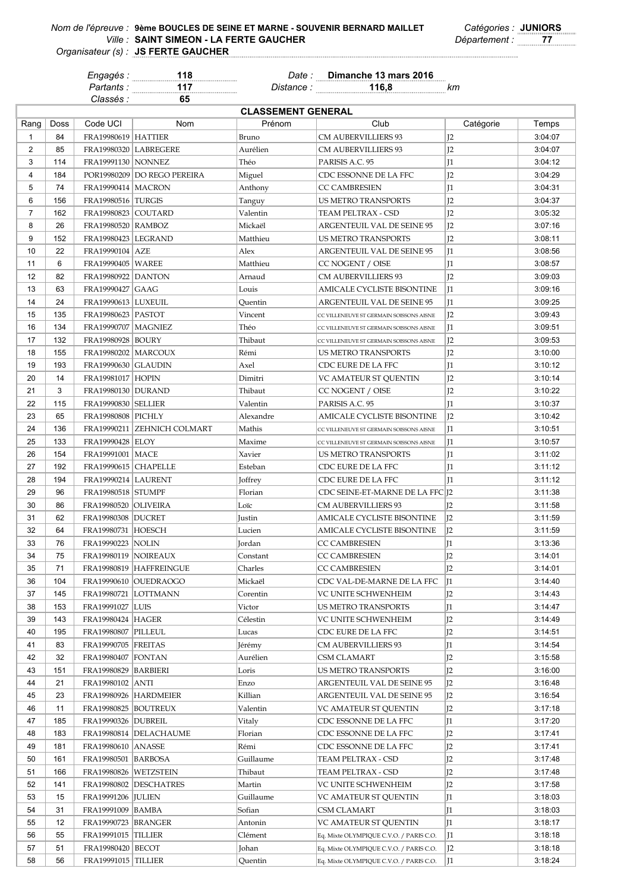*Nom de l'épreuve :* **9ème BOUCLES DE SEINE ET MARNE - SOUVENIR BERNARD MAILLET** *Catégories :* **JUNIORS**

*Ville :* **SAINT SIMEON - LA FERTE GAUCHER** *Département :* **77**

*Organisateur (s) :* **JS FERTE GAUCHER**

*Engagés :* **118** *Date :* **Dimanche 13 mars 2016**

*Partants :* **117** *Distance :* **116,8** *km*

*Classés :* **65**

**CLASSEMENT GENERAL**

| Rang | Doss | Code UCI | Nom | Prénom | Club | Catégorie | Temps |
|---|---|---|---|---|---|---|---|
| 1 | 84 | FRA19980619 | HATTIER | Bruno | CM AUBERVILLIERS 93 | J2 | 3:04:07 |
| 2 | 85 | FRA19980320 | LABREGERE | Aurélien | CM AUBERVILLIERS 93 | J2 | 3:04:07 |
| 3 | 114 | FRA19991130 | NONNEZ | Théo | PARISIS A.C. 95 | J1 | 3:04:12 |
| 4 | 184 | POR19980209 | DO REGO PEREIRA | Miguel | CDC ESSONNE DE LA FFC | J2 | 3:04:29 |
| 5 | 74 | FRA19990414 | MACRON | Anthony | CC CAMBRESIEN | J1 | 3:04:31 |
| 6 | 156 | FRA19980516 | TURGIS | Tanguy | US METRO TRANSPORTS | J2 | 3:04:37 |
| 7 | 162 | FRA19980823 | COUTARD | Valentin | TEAM PELTRAX - CSD | J2 | 3:05:32 |
| 8 | 26 | FRA19980520 | RAMBOZ | Mickaël | ARGENTEUIL VAL DE SEINE 95 | J2 | 3:07:16 |
| 9 | 152 | FRA19980423 | LEGRAND | Matthieu | US METRO TRANSPORTS | J2 | 3:08:11 |
| 10 | 22 | FRA19990104 | AZE | Alex | ARGENTEUIL VAL DE SEINE 95 | J1 | 3:08:56 |
| 11 | 6 | FRA19990405 | WAREE | Matthieu | CC NOGENT / OISE | J1 | 3:08:57 |
| 12 | 82 | FRA19980922 | DANTON | Arnaud | CM AUBERVILLIERS 93 | J2 | 3:09:03 |
| 13 | 63 | FRA19990427 | GAAG | Louis | AMICALE CYCLISTE BISONTINE | J1 | 3:09:16 |
| 14 | 24 | FRA19990613 | LUXEUIL | Quentin | ARGENTEUIL VAL DE SEINE 95 | J1 | 3:09:25 |
| 15 | 135 | FRA19980623 | PASTOT | Vincent | CC VILLENEUVE ST GERMAIN SOISSONS AISNE | J2 | 3:09:43 |
| 16 | 134 | FRA19990707 | MAGNIEZ | Théo | CC VILLENEUVE ST GERMAIN SOISSONS AISNE | J1 | 3:09:51 |
| 17 | 132 | FRA19980928 | BOURY | Thibaut | CC VILLENEUVE ST GERMAIN SOISSONS AISNE | J2 | 3:09:53 |
| 18 | 155 | FRA19980202 | MARCOUX | Rémi | US METRO TRANSPORTS | J2 | 3:10:00 |
| 19 | 193 | FRA19990630 | GLAUDIN | Axel | CDC EURE DE LA FFC | J1 | 3:10:12 |
| 20 | 14 | FRA19981017 | HOPIN | Dimitri | VC AMATEUR ST QUENTIN | J2 | 3:10:14 |
| 21 | 3 | FRA19980130 | DURAND | Thibaut | CC NOGENT / OISE | J2 | 3:10:22 |
| 22 | 115 | FRA19990830 | SELLIER | Valentin | PARISIS A.C. 95 | J1 | 3:10:37 |
| 23 | 65 | FRA19980808 | PICHLY | Alexandre | AMICALE CYCLISTE BISONTINE | J2 | 3:10:42 |
| 24 | 136 | FRA19990211 | ZEHNICH COLMART | Mathis | CC VILLENEUVE ST GERMAIN SOISSONS AISNE | J1 | 3:10:51 |
| 25 | 133 | FRA19990428 | ELOY | Maxime | CC VILLENEUVE ST GERMAIN SOISSONS AISNE | J1 | 3:10:57 |
| 26 | 154 | FRA19991001 | MACE | Xavier | US METRO TRANSPORTS | J1 | 3:11:02 |
| 27 | 192 | FRA19990615 | CHAPELLE | Esteban | CDC EURE DE LA FFC | J1 | 3:11:12 |
| 28 | 194 | FRA19990214 | LAURENT | Joffrey | CDC EURE DE LA FFC | J1 | 3:11:12 |
| 29 | 96 | FRA19980518 | STUMPF | Florian | CDC SEINE-ET-MARNE DE LA FFC | J2 | 3:11:38 |
| 30 | 86 | FRA19980520 | OLIVEIRA | Loïc | CM AUBERVILLIERS 93 | J2 | 3:11:58 |
| 31 | 62 | FRA19980308 | DUCRET | Justin | AMICALE CYCLISTE BISONTINE | J2 | 3:11:59 |
| 32 | 64 | FRA19980731 | HOESCH | Lucien | AMICALE CYCLISTE BISONTINE | J2 | 3:11:59 |
| 33 | 76 | FRA19990223 | NOLIN | Jordan | CC CAMBRESIEN | J1 | 3:13:36 |
| 34 | 75 | FRA19980119 | NOIREAUX | Constant | CC CAMBRESIEN | J2 | 3:14:01 |
| 35 | 71 | FRA19980819 | HAFFREINGUE | Charles | CC CAMBRESIEN | J2 | 3:14:01 |
| 36 | 104 | FRA19990610 | OUEDRAOGO | Mickaël | CDC VAL-DE-MARNE DE LA FFC | J1 | 3:14:40 |
| 37 | 145 | FRA19980721 | LOTTMANN | Corentin | VC UNITE SCHWENHEIM | J2 | 3:14:43 |
| 38 | 153 | FRA19991027 | LUIS | Victor | US METRO TRANSPORTS | J1 | 3:14:47 |
| 39 | 143 | FRA19980424 | HAGER | Célestin | VC UNITE SCHWENHEIM | J2 | 3:14:49 |
| 40 | 195 | FRA19980807 | PILLEUL | Lucas | CDC EURE DE LA FFC | J2 | 3:14:51 |
| 41 | 83 | FRA19990705 | FREITAS | Jérémy | CM AUBERVILLIERS 93 | J1 | 3:14:54 |
| 42 | 32 | FRA19980407 | FONTAN | Aurélien | CSM CLAMART | J2 | 3:15:58 |
| 43 | 151 | FRA19980829 | BARBIERI | Loris | US METRO TRANSPORTS | J2 | 3:16:00 |
| 44 | 21 | FRA19980102 | ANTI | Enzo | ARGENTEUIL VAL DE SEINE 95 | J2 | 3:16:48 |
| 45 | 23 | FRA19980926 | HARDMEIER | Killian | ARGENTEUIL VAL DE SEINE 95 | J2 | 3:16:54 |
| 46 | 11 | FRA19980825 | BOUTREUX | Valentin | VC AMATEUR ST QUENTIN | J2 | 3:17:18 |
| 47 | 185 | FRA19990326 | DUBREIL | Vitaly | CDC ESSONNE DE LA FFC | J1 | 3:17:20 |
| 48 | 183 | FRA19980814 | DELACHAUME | Florian | CDC ESSONNE DE LA FFC | J2 | 3:17:41 |
| 49 | 181 | FRA19980610 | ANASSE | Rémi | CDC ESSONNE DE LA FFC | J2 | 3:17:41 |
| 50 | 161 | FRA19980501 | BARBOSA | Guillaume | TEAM PELTRAX - CSD | J2 | 3:17:48 |
| 51 | 166 | FRA19980826 | WETZSTEIN | Thibaut | TEAM PELTRAX - CSD | J2 | 3:17:48 |
| 52 | 141 | FRA19980802 | DESCHATRES | Martin | VC UNITE SCHWENHEIM | J2 | 3:17:58 |
| 53 | 15 | FRA19991206 | JULIEN | Guillaume | VC AMATEUR ST QUENTIN | J1 | 3:18:03 |
| 54 | 31 | FRA19991009 | BAMBA | Sofian | CSM CLAMART | J1 | 3:18:03 |
| 55 | 12 | FRA19990723 | BRANGER | Antonin | VC AMATEUR ST QUENTIN | J1 | 3:18:17 |
| 56 | 55 | FRA19991015 | TILLIER | Clément | Eq. Mixte OLYMPIQUE C.V.O. / PARIS C.O. | J1 | 3:18:18 |
| 57 | 51 | FRA19980420 | BECOT | Johan | Eq. Mixte OLYMPIQUE C.V.O. / PARIS C.O. | J2 | 3:18:18 |
| 58 | 56 | FRA19991015 | TILLIER | Quentin | Eq. Mixte OLYMPIQUE C.V.O. / PARIS C.O. | J1 | 3:18:24 |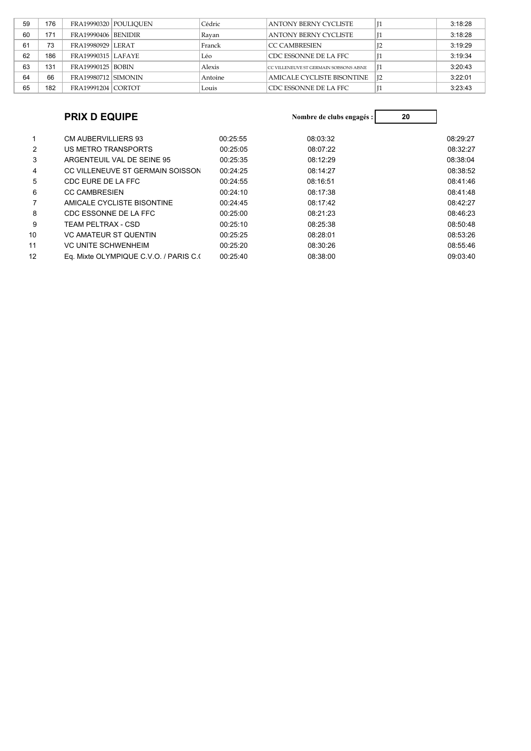| | | | | | | | |
|---|---|---|---|---|---|---|---|
| 59 | 176 | FRA19990320 | POULIQUEN | Cédric | ANTONY BERNY CYCLISTE | J1 | 3:18:28 |
| 60 | 171 | FRA19990406 | BENIDIR | Rayan | ANTONY BERNY CYCLISTE | J1 | 3:18:28 |
| 61 | 73 | FRA19980929 | LERAT | Franck | CC CAMBRESIEN | J2 | 3:19:29 |
| 62 | 186 | FRA19990315 | LAFAYE | Léo | CDC ESSONNE DE LA FFC | J1 | 3:19:34 |
| 63 | 131 | FRA19990125 | BOBIN | Alexis | CC VILLENEUVE ST GERMAIN SOISSONS AISNE | J1 | 3:20:43 |
| 64 | 66 | FRA19980712 | SIMONIN | Antoine | AMICALE CYCLISTE BISONTINE | J2 | 3:22:01 |
| 65 | 182 | FRA19991204 | CORTOT | Louis | CDC ESSONNE DE LA FFC | J1 | 3:23:43 |

## PRIX D EQUIPE

**Nombre de clubs engagés : 20**

| | | | | |
|---|---|---|---|---|
| 1 | CM AUBERVILLIERS 93 | 00:25:55 | 08:03:32 | 08:29:27 |
| 2 | US METRO TRANSPORTS | 00:25:05 | 08:07:22 | 08:32:27 |
| 3 | ARGENTEUIL VAL DE SEINE 95 | 00:25:35 | 08:12:29 | 08:38:04 |
| 4 | CC VILLENEUVE ST GERMAIN SOISSON | 00:24:25 | 08:14:27 | 08:38:52 |
| 5 | CDC EURE DE LA FFC | 00:24:55 | 08:16:51 | 08:41:46 |
| 6 | CC CAMBRESIEN | 00:24:10 | 08:17:38 | 08:41:48 |
| 7 | AMICALE CYCLISTE BISONTINE | 00:24:45 | 08:17:42 | 08:42:27 |
| 8 | CDC ESSONNE DE LA FFC | 00:25:00 | 08:21:23 | 08:46:23 |
| 9 | TEAM PELTRAX - CSD | 00:25:10 | 08:25:38 | 08:50:48 |
| 10 | VC AMATEUR ST QUENTIN | 00:25:25 | 08:28:01 | 08:53:26 |
| 11 | VC UNITE SCHWENHEIM | 00:25:20 | 08:30:26 | 08:55:46 |
| 12 | Eq. Mixte OLYMPIQUE C.V.O. / PARIS C.( | 00:25:40 | 08:38:00 | 09:03:40 |